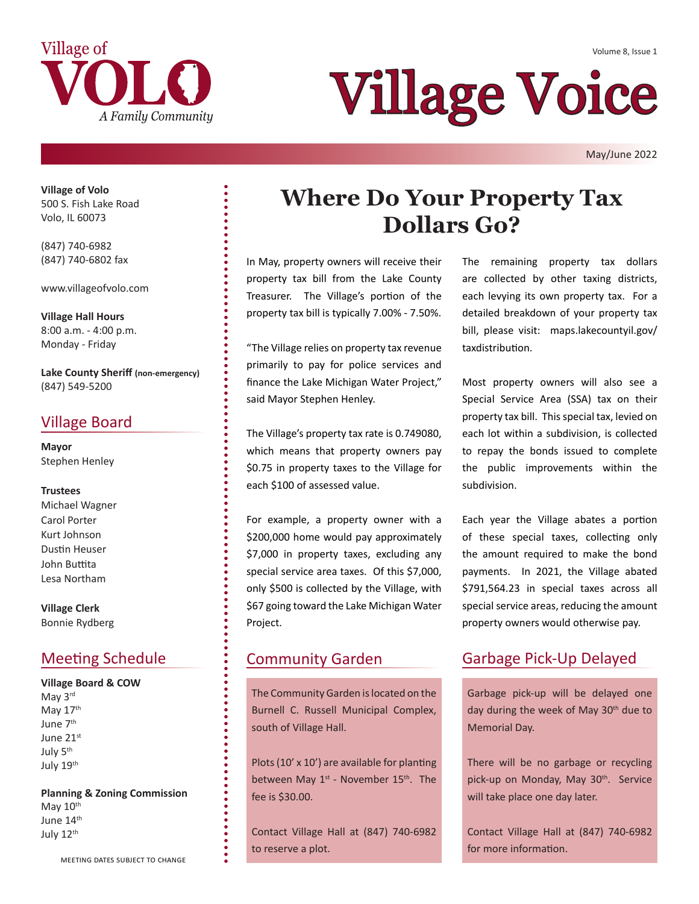Village of VOLO
*A Family Community*

# Village Voice

May/June 2022

**Village of Volo**
500 S. Fish Lake Road
Volo, IL 60073

(847) 740-6982
(847) 740-6802 fax

www.villageofvolo.com

**Village Hall Hours**
8:00 a.m. - 4:00 p.m.
Monday - Friday

**Lake County Sheriff (non-emergency)**
(847) 549-5200

## Village Board

**Mayor**
Stephen Henley

**Trustees**
Michael Wagner
Carol Porter
Kurt Johnson
Dustin Heuser
John Buttita
Lesa Northam

**Village Clerk**
Bonnie Rydberg

## Meeting Schedule

**Village Board & COW**
May 3rd
May 17th
June 7th
June 21st
July 5th
July 19th

**Planning & Zoning Commission**
May 10th
June 14th
July 12th

MEETING DATES SUBJECT TO CHANGE

# Where Do Your Property Tax Dollars Go?

In May, property owners will receive their property tax bill from the Lake County Treasurer. The Village's portion of the property tax bill is typically 7.00% - 7.50%.

"The Village relies on property tax revenue primarily to pay for police services and finance the Lake Michigan Water Project," said Mayor Stephen Henley.

The Village's property tax rate is 0.749080, which means that property owners pay $0.75 in property taxes to the Village for each $100 of assessed value.

For example, a property owner with a $200,000 home would pay approximately $7,000 in property taxes, excluding any special service area taxes. Of this $7,000, only $500 is collected by the Village, with $67 going toward the Lake Michigan Water Project.

The remaining property tax dollars are collected by other taxing districts, each levying its own property tax. For a detailed breakdown of your property tax bill, please visit: maps.lakecountyil.gov/taxdistribution.

Most property owners will also see a Special Service Area (SSA) tax on their property tax bill. This special tax, levied on each lot within a subdivision, is collected to repay the bonds issued to complete the public improvements within the subdivision.

Each year the Village abates a portion of these special taxes, collecting only the amount required to make the bond payments. In 2021, the Village abated $791,564.23 in special taxes across all special service areas, reducing the amount property owners would otherwise pay.

## Community Garden

The Community Garden is located on the Burnell C. Russell Municipal Complex, south of Village Hall.

Plots (10' x 10') are available for planting between May 1st - November 15th. The fee is $30.00.

Contact Village Hall at (847) 740-6982 to reserve a plot.

## Garbage Pick-Up Delayed

Garbage pick-up will be delayed one day during the week of May 30th due to Memorial Day.

There will be no garbage or recycling pick-up on Monday, May 30th. Service will take place one day later.

Contact Village Hall at (847) 740-6982 for more information.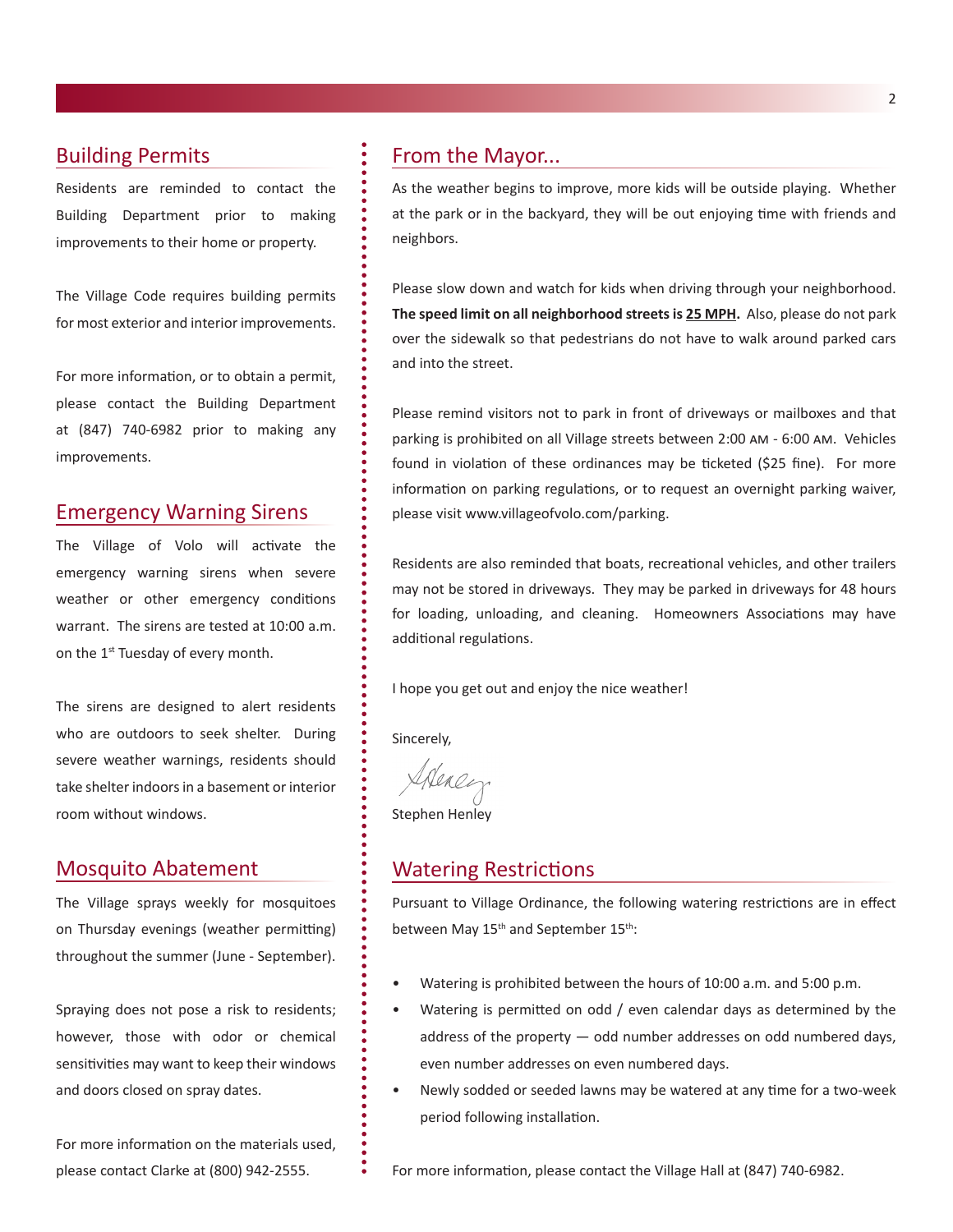## Building Permits

Residents are reminded to contact the Building Department prior to making improvements to their home or property.

The Village Code requires building permits for most exterior and interior improvements.

For more information, or to obtain a permit, please contact the Building Department at (847) 740-6982 prior to making any improvements.

## Emergency Warning Sirens

The Village of Volo will activate the emergency warning sirens when severe weather or other emergency conditions warrant. The sirens are tested at 10:00 a.m. on the 1st Tuesday of every month.

The sirens are designed to alert residents who are outdoors to seek shelter. During severe weather warnings, residents should take shelter indoors in a basement or interior room without windows.

## Mosquito Abatement

The Village sprays weekly for mosquitoes on Thursday evenings (weather permitting) throughout the summer (June - September).

Spraying does not pose a risk to residents; however, those with odor or chemical sensitivities may want to keep their windows and doors closed on spray dates.

For more information on the materials used, please contact Clarke at (800) 942-2555.

## From the Mayor...

As the weather begins to improve, more kids will be outside playing. Whether at the park or in the backyard, they will be out enjoying time with friends and neighbors.

Please slow down and watch for kids when driving through your neighborhood. **The speed limit on all neighborhood streets is 25 MPH.** Also, please do not park over the sidewalk so that pedestrians do not have to walk around parked cars and into the street.

Please remind visitors not to park in front of driveways or mailboxes and that parking is prohibited on all Village streets between 2:00 AM - 6:00 AM. Vehicles found in violation of these ordinances may be ticketed ($25 fine). For more information on parking regulations, or to request an overnight parking waiver, please visit www.villageofvolo.com/parking.

Residents are also reminded that boats, recreational vehicles, and other trailers may not be stored in driveways. They may be parked in driveways for 48 hours for loading, unloading, and cleaning. Homeowners Associations may have additional regulations.

I hope you get out and enjoy the nice weather!

Sincerely,

Stephen Henley

## Watering Restrictions

Pursuant to Village Ordinance, the following watering restrictions are in effect between May 15th and September 15th:

- Watering is prohibited between the hours of 10:00 a.m. and 5:00 p.m.
- Watering is permitted on odd / even calendar days as determined by the address of the property — odd number addresses on odd numbered days, even number addresses on even numbered days.
- Newly sodded or seeded lawns may be watered at any time for a two-week period following installation.

For more information, please contact the Village Hall at (847) 740-6982.